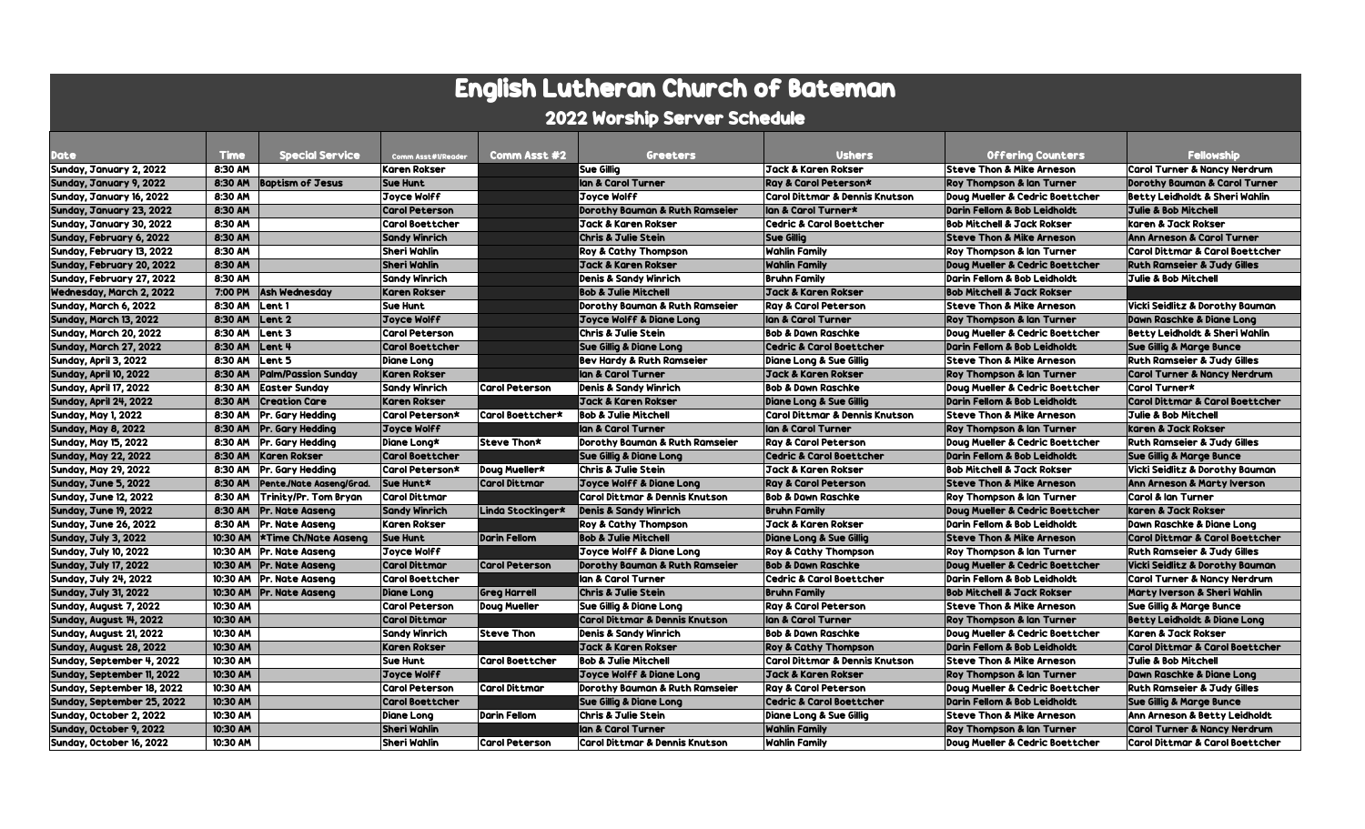# English Lutheran Church of Bateman

## 2022 Worship Server Schedule

| Date | Time | Special Service | Comm Asst #1/Reader | Comm Asst #2 | Greeters | Ushers | Offering Counters | Fellowship |
|---|---|---|---|---|---|---|---|---|
| Sunday, January 2, 2022 | 8:30 AM | | Karen Rokser | | Sue Gillig | Jack & Karen Rokser | Steve Thon & Mike Arneson | Carol Turner & Nancy Nerdrum |
| Sunday, January 9, 2022 | 8:30 AM | Baptism of Jesus | Sue Hunt | | Ian & Carol Turner | Ray & Carol Peterson* | Roy Thompson & Ian Turner | Dorothy Bauman & Carol Turner |
| Sunday, January 16, 2022 | 8:30 AM | | Joyce Wolff | | Joyce Wolff | Carol Dittmar & Dennis Knutson | Doug Mueller & Cedric Boettcher | Betty Leidholdt & Sheri Wahlin |
| Sunday, January 23, 2022 | 8:30 AM | | Carol Peterson | | Dorothy Bauman & Ruth Ramseier | Ian & Carol Turner* | Darin Fellom & Bob Leidholdt | Julie & Bob Mitchell |
| Sunday, January 30, 2022 | 8:30 AM | | Carol Boettcher | | Jack & Karen Rokser | Cedric & Carol Boettcher | Bob Mitchell & Jack Rokser | karen & Jack Rokser |
| Sunday, February 6, 2022 | 8:30 AM | | Sandy Winrich | | Chris & Julie Stein | Sue Gillig | Steve Thon & Mike Arneson | Ann Arneson & Carol Turner |
| Sunday, February 13, 2022 | 8:30 AM | | Sheri Wahlin | | Roy & Cathy Thompson | Wahlin Family | Roy Thompson & Ian Turner | Carol Dittmar & Carol Boettcher |
| Sunday, February 20, 2022 | 8:30 AM | | Sheri Wahlin | | Jack & Karen Rokser | Wahlin Family | Doug Mueller & Cedric Boettcher | Ruth Ramseier & Judy Gilles |
| Sunday, February 27, 2022 | 8:30 AM | | Sandy Winrich | | Denis & Sandy Winrich | Bruhn Family | Darin Fellom & Bob Leidholdt | Julie & Bob Mitchell |
| Wednesday, March 2, 2022 | 7:00 PM | Ash Wednesday | Karen Rokser | | Bob & Julie Mitchell | Jack & Karen Rokser | Bob Mitchell & Jack Rokser | |
| Sunday, March 6, 2022 | 8:30 AM | Lent 1 | Sue Hunt | | Dorothy Bauman & Ruth Ramseier | Ray & Carol Peterson | Steve Thon & Mike Arneson | Vicki Seidlitz & Dorothy Bauman |
| Sunday, March 13, 2022 | 8:30 AM | Lent 2 | Joyce Wolff | | Joyce Wolff & Diane Long | Ian & Carol Turner | Roy Thompson & Ian Turner | Dawn Raschke & Diane Long |
| Sunday, March 20, 2022 | 8:30 AM | Lent 3 | Carol Peterson | | Chris & Julie Stein | Bob & Dawn Raschke | Doug Mueller & Cedric Boettcher | Betty Leidholdt & Sheri Wahlin |
| Sunday, March 27, 2022 | 8:30 AM | Lent 4 | Carol Boettcher | | Sue Gillig & Diane Long | Cedric & Carol Boettcher | Darin Fellom & Bob Leidholdt | Sue Gillig & Marge Bunce |
| Sunday, April 3, 2022 | 8:30 AM | Lent 5 | Diane Long | | Bev Hardy & Ruth Ramseier | Diane Long & Sue Gillig | Steve Thon & Mike Arneson | Ruth Ramseier & Judy Gilles |
| Sunday, April 10, 2022 | 8:30 AM | Palm/Passion Sunday | Karen Rokser | | Ian & Carol Turner | Jack & Karen Rokser | Roy Thompson & Ian Turner | Carol Turner & Nancy Nerdrum |
| Sunday, April 17, 2022 | 8:30 AM | Easter Sunday | Sandy Winrich | Carol Peterson | Denis & Sandy Winrich | Bob & Dawn Raschke | Doug Mueller & Cedric Boettcher | Carol Turner* |
| Sunday, April 24, 2022 | 8:30 AM | Creation Care | Karen Rokser | | Jack & Karen Rokser | Diane Long & Sue Gillig | Darin Fellom & Bob Leidholdt | Carol Dittmar & Carol Boettcher |
| Sunday, May 1, 2022 | 8:30 AM | Pr. Gary Hedding | Carol Peterson* | Carol Boettcher* | Bob & Julie Mitchell | Carol Dittmar & Dennis Knutson | Steve Thon & Mike Arneson | Julie & Bob Mitchell |
| Sunday, May 8, 2022 | 8:30 AM | Pr. Gary Hedding | Joyce Wolff | | Ian & Carol Turner | Ian & Carol Turner | Roy Thompson & Ian Turner | karen & Jack Rokser |
| Sunday, May 15, 2022 | 8:30 AM | Pr. Gary Hedding | Diane Long* | Steve Thon* | Dorothy Bauman & Ruth Ramseier | Ray & Carol Peterson | Doug Mueller & Cedric Boettcher | Ruth Ramseier & Judy Gilles |
| Sunday, May 22, 2022 | 8:30 AM | Karen Rokser | Carol Boettcher | | Sue Gillig & Diane Long | Cedric & Carol Boettcher | Darin Fellom & Bob Leidholdt | Sue Gillig & Marge Bunce |
| Sunday, May 29, 2022 | 8:30 AM | Pr. Gary Hedding | Carol Peterson* | Doug Mueller* | Chris & Julie Stein | Jack & Karen Rokser | Bob Mitchell & Jack Rokser | Vicki Seidlitz & Dorothy Bauman |
| Sunday, June 5, 2022 | 8:30 AM | Pente./Nate Aaseng/Grad. | Sue Hunt* | Carol Dittmar | Joyce Wolff & Diane Long | Ray & Carol Peterson | Steve Thon & Mike Arneson | Ann Arneson & Marty Iverson |
| Sunday, June 12, 2022 | 8:30 AM | Trinity/Pr. Tom Bryan | Carol Dittmar | | Carol Dittmar & Dennis Knutson | Bob & Dawn Raschke | Roy Thompson & Ian Turner | Carol & Ian Turner |
| Sunday, June 19, 2022 | 8:30 AM | Pr. Nate Aaseng | Sandy Winrich | Linda Stockinger* | Denis & Sandy Winrich | Bruhn Family | Doug Mueller & Cedric Boettcher | karen & Jack Rokser |
| Sunday, June 26, 2022 | 8:30 AM | Pr. Nate Aaseng | Karen Rokser | | Roy & Cathy Thompson | Jack & Karen Rokser | Darin Fellom & Bob Leidholdt | Dawn Raschke & Diane Long |
| Sunday, July 3, 2022 | 10:30 AM | *Time Ch/Nate Aaseng | Sue Hunt | Darin Fellom | Bob & Julie Mitchell | Diane Long & Sue Gillig | Steve Thon & Mike Arneson | Carol Dittmar & Carol Boettcher |
| Sunday, July 10, 2022 | 10:30 AM | Pr. Nate Aaseng | Joyce Wolff | | Joyce Wolff & Diane Long | Roy & Cathy Thompson | Roy Thompson & Ian Turner | Ruth Ramseier & Judy Gilles |
| Sunday, July 17, 2022 | 10:30 AM | Pr. Nate Aaseng | Carol Dittmar | Carol Peterson | Dorothy Bauman & Ruth Ramseier | Bob & Dawn Raschke | Doug Mueller & Cedric Boettcher | Vicki Seidlitz & Dorothy Bauman |
| Sunday, July 24, 2022 | 10:30 AM | Pr. Nate Aaseng | Carol Boettcher | | Ian & Carol Turner | Cedric & Carol Boettcher | Darin Fellom & Bob Leidholdt | Carol Turner & Nancy Nerdrum |
| Sunday, July 31, 2022 | 10:30 AM | Pr. Nate Aaseng | Diane Long | Greg Harrell | Chris & Julie Stein | Bruhn Family | Bob Mitchell & Jack Rokser | Marty Iverson & Sheri Wahlin |
| Sunday, August 7, 2022 | 10:30 AM | | Carol Peterson | Doug Mueller | Sue Gillig & Diane Long | Ray & Carol Peterson | Steve Thon & Mike Arneson | Sue Gillig & Marge Bunce |
| Sunday, August 14, 2022 | 10:30 AM | | Carol Dittmar | | Carol Dittmar & Dennis Knutson | Ian & Carol Turner | Roy Thompson & Ian Turner | Betty Leidholdt & Diane Long |
| Sunday, August 21, 2022 | 10:30 AM | | Sandy Winrich | Steve Thon | Denis & Sandy Winrich | Bob & Dawn Raschke | Doug Mueller & Cedric Boettcher | Karen & Jack Rokser |
| Sunday, August 28, 2022 | 10:30 AM | | Karen Rokser | | Jack & Karen Rokser | Roy & Cathy Thompson | Darin Fellom & Bob Leidholdt | Carol Dittmar & Carol Boettcher |
| Sunday, September 4, 2022 | 10:30 AM | | Sue Hunt | Carol Boettcher | Bob & Julie Mitchell | Carol Dittmar & Dennis Knutson | Steve Thon & Mike Arneson | Julie & Bob Mitchell |
| Sunday, September 11, 2022 | 10:30 AM | | Joyce Wolff | | Joyce Wolff & Diane Long | Jack & Karen Rokser | Roy Thompson & Ian Turner | Dawn Raschke & Diane Long |
| Sunday, September 18, 2022 | 10:30 AM | | Carol Peterson | Carol Dittmar | Dorothy Bauman & Ruth Ramseier | Ray & Carol Peterson | Doug Mueller & Cedric Boettcher | Ruth Ramseier & Judy Gilles |
| Sunday, September 25, 2022 | 10:30 AM | | Carol Boettcher | | Sue Gillig & Diane Long | Cedric & Carol Boettcher | Darin Fellom & Bob Leidholdt | Sue Gillig & Marge Bunce |
| Sunday, October 2, 2022 | 10:30 AM | | Diane Long | Darin Fellom | Chris & Julie Stein | Diane Long & Sue Gillig | Steve Thon & Mike Arneson | Ann Arneson & Betty Leidholdt |
| Sunday, October 9, 2022 | 10:30 AM | | Sheri Wahlin | | Ian & Carol Turner | Wahlin Family | Roy Thompson & Ian Turner | Carol Turner & Nancy Nerdrum |
| Sunday, October 16, 2022 | 10:30 AM | | Sheri Wahlin | Carol Peterson | Carol Dittmar & Dennis Knutson | Wahlin Family | Doug Mueller & Cedric Boettcher | Carol Dittmar & Carol Boettcher |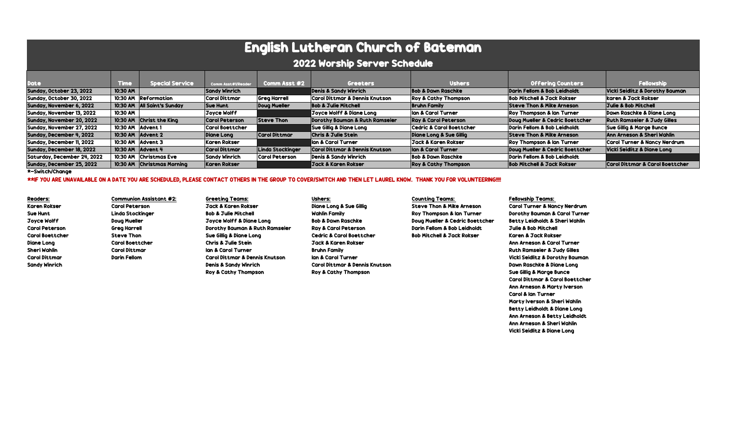# English Lutheran Church of Bateman

## 2022 Worship Server Schedule

| Date | Time | Special Service | Comm Asst #1/Reader | Comm Asst #2 | Greeters | Ushers | Offering Counters | Fellowship |
|---|---|---|---|---|---|---|---|---|
| Sunday, October 23, 2022 | 10:30 AM | | Sandy Winrich | | Denis & Sandy Winrich | Bob & Dawn Raschke | Darin Fellom & Bob Leidholdt | Vicki Seidlitz & Dorothy Bauman |
| Sunday, October 30, 2022 | 10:30 AM | Reformation | Carol Dittmar | Greg Harrell | Carol Dittmar & Dennis Knutson | Roy & Cathy Thompson | Bob Mitchell & Jack Rokser | karen & Jack Rokser |
| Sunday, November 6, 2022 | 10:30 AM | All Saint's Sunday | Sue Hunt | Doug Mueller | Bob & Julie Mitchell | Bruhn Family | Steve Thon & Mike Arneson | Julie & Bob Mitchell |
| Sunday, November 13, 2022 | 10:30 AM | | Joyce Wolff | | Joyce Wolff & Diane Long | Ian & Carol Turner | Roy Thompson & Ian Turner | Dawn Raschke & Diane Long |
| Sunday, November 20, 2022 | 10:30 AM | Christ the King | Carol Peterson | Steve Thon | Dorothy Bauman & Ruth Ramseier | Ray & Carol Peterson | Doug Mueller & Cedric Boettcher | Ruth Ramseier & Judy Gilles |
| Sunday, November 27, 2022 | 10:30 AM | Advent 1 | Carol Boettcher | | Sue Gillig & Diane Long | Cedric & Carol Boettcher | Darin Fellom & Bob Leidholdt | Sue Gillig & Marge Bunce |
| Sunday, December 4, 2022 | 10:30 AM | Advent 2 | Diane Long | Carol Dittmar | Chris & Julie Stein | Diane Long & Sue Gillig | Steve Thon & Mike Arneson | Ann Arneson & Sheri Wahlin |
| Sunday, December 11, 2022 | 10:30 AM | Advent 3 | Karen Rokser | | Ian & Carol Turner | Jack & Karen Rokser | Roy Thompson & Ian Turner | Carol Turner & Nancy Nerdrum |
| Sunday, December 18, 2022 | 10:30 AM | Advent 4 | Carol Dittmar | Linda Stockinger | Carol Dittmar & Dennis Knutson | Ian & Carol Turner | Doug Mueller & Cedric Boettcher | Vicki Seidlitz & Diane Long |
| Saturday, December 24, 2022 | 10:30 AM | Christmas Eve | Sandy Winrich | Carol Peterson | Denis & Sandy Winrich | Bob & Dawn Raschke | Darin Fellom & Bob Leidholdt | |
| Sunday, December 25, 2022 | 10:30 AM | Christmas Morning | Karen Rokser | | Jack & Karen Rokser | Roy & Cathy Thompson | Bob Mitchell & Jack Rokser | Carol Dittmar & Carol Boettcher |

*-Switch/Change

**IF YOU ARE UNAVAILABLE ON A DATE YOU ARE SCHEDULED, PLEASE CONTACT OTHERS IN THE GROUP TO COVER/SWITCH AND THEN LET LAUREL KNOW. THANK YOU FOR VOLUNTEERING!!!!

**Readers:**
Karen Rokser
Sue Hunt
Joyce Wolff
Carol Peterson
Carol Boettcher
Diane Long
Sheri Wahlin
Carol Dittmar
Sandy Winrich

**Communion Assistant #2:**
Carol Peterson
Linda Stockinger
Doug Mueller
Greg Harrell
Steve Thon
Carol Boettcher
Carol Dittmar
Darin Fellom

**Greeting Teams:**
Jack & Karen Rokser
Bob & Julie Mitchell
Joyce Wolff & Diane Long
Dorothy Bauman & Ruth Ramseier
Sue Gillig & Diane Long
Chris & Julie Stein
Ian & Carol Turner
Carol Dittmar & Dennis Knutson
Denis & Sandy Winrich
Roy & Cathy Thompson

**Ushers:**
Diane Long & Sue Gillig
Wahlin Family
Bob & Dawn Raschke
Ray & Carol Peterson
Cedric & Carol Boettcher
Jack & Karen Rokser
Bruhn Family
Ian & Carol Turner
Carol Dittmar & Dennis Knutson
Roy & Cathy Thompson

**Counting Teams:**
Steve Thon & Mike Arneson
Roy Thompson & Ian Turner
Doug Mueller & Cedric Boettcher
Darin Fellom & Bob Leidholdt
Bob Mitchell & Jack Rokser

**Fellowship Teams:**
Carol Turner & Nancy Nerdrum
Dorothy Bauman & Carol Turner
Betty Leidholdt & Sheri Wahlin
Julie & Bob Mitchell
Karen & Jack Rokser
Ann Arneson & Carol Turner
Ruth Ramseier & Judy Gilles
Vicki Seidlitz & Dorothy Bauman
Dawn Raschke & Diane Long
Sue Gillig & Marge Bunce
Carol Dittmar & Carol Boettcher
Ann Arneson & Marty Iverson
Carol & Ian Turner
Marty Iverson & Sheri Wahlin
Betty Leidholdt & Diane Long
Ann Arneson & Betty Leidholdt
Ann Arneson & Sheri Wahlin
Vicki Seidlitz & Diane Long